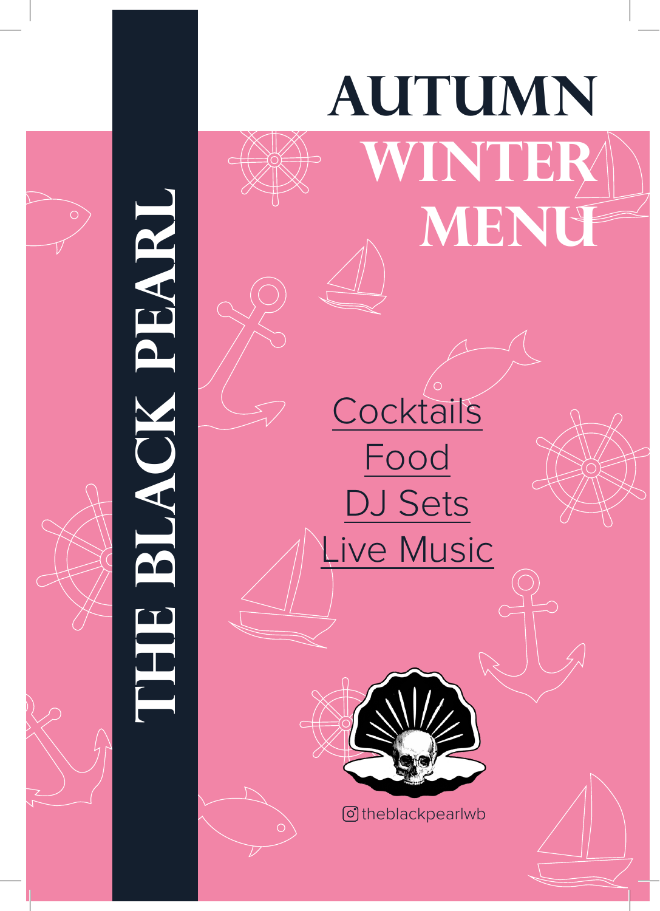# THE BLACK PEARL

# AUTUMN WINTER MENU

Cocktails

Food

DJ Sets

Live Music

theblackpearlwb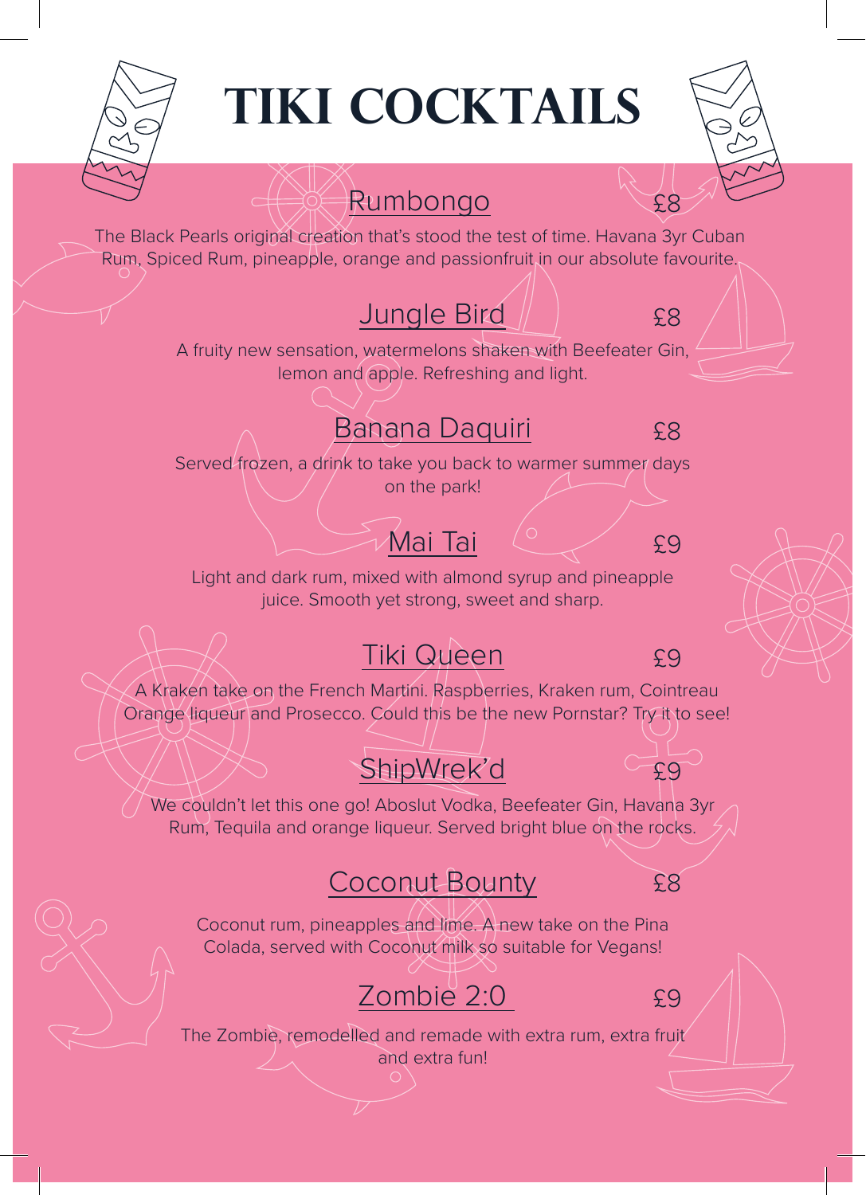# TIKI COCKTAILS

## Rumbongo £8

The Black Pearls original creation that's stood the test of time. Havana 3yr Cuban Rum, Spiced Rum, pineapple, orange and passionfruit in our absolute favourite.

## Jungle Bird £8

A fruity new sensation, watermelons shaken with Beefeater Gin, lemon and apple. Refreshing and light.

## Banana Daquiri £8

Served frozen, a drink to take you back to warmer summer days on the park!

## Mai Tai £9

Light and dark rum, mixed with almond syrup and pineapple juice. Smooth yet strong, sweet and sharp.

## Tiki Queen £9

A Kraken take on the French Martini. Raspberries, Kraken rum, Cointreau Orange liqueur and Prosecco. Could this be the new Pornstar? Try it to see!

## ShipWrek'd £9

We couldn't let this one go! Aboslut Vodka, Beefeater Gin, Havana 3yr Rum, Tequila and orange liqueur. Served bright blue on the rocks.

## Coconut Bounty £8

Coconut rum, pineapples and lime. A new take on the Pina Colada, served with Coconut milk so suitable for Vegans!

## Zombie 2:0 £9

The Zombie, remodelled and remade with extra rum, extra fruit and extra fun!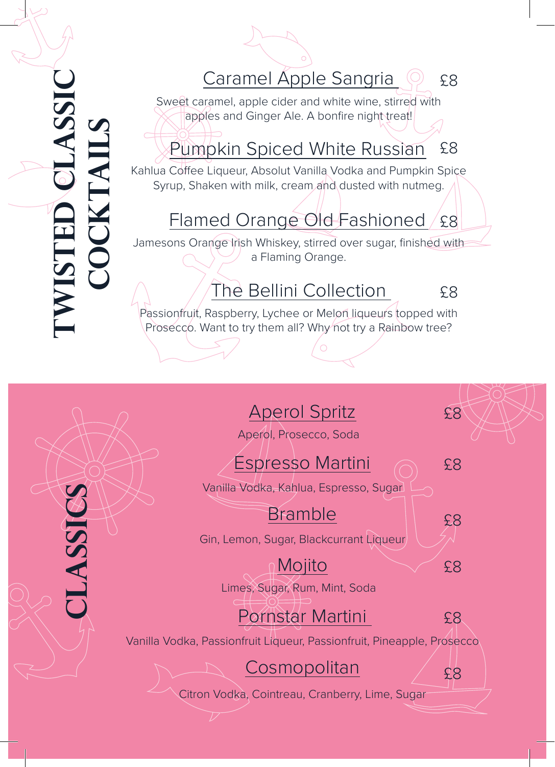# TWISTED CLASSIC COCKTAILS

### Caramel Apple Sangria £8

Sweet caramel, apple cider and white wine, stirred with apples and Ginger Ale. A bonfire night treat!

### Pumpkin Spiced White Russian £8

Kahlua Coffee Liqueur, Absolut Vanilla Vodka and Pumpkin Spice Syrup, Shaken with milk, cream and dusted with nutmeg.

### Flamed Orange Old Fashioned £8

Jamesons Orange Irish Whiskey, stirred over sugar, finished with a Flaming Orange.

### The Bellini Collection £8

Passionfruit, Raspberry, Lychee or Melon liqueurs topped with Prosecco. Want to try them all? Why not try a Rainbow tree?

# CLASSICS

### Aperol Spritz £8

Aperol, Prosecco, Soda

### Espresso Martini £8

Vanilla Vodka, Kahlua, Espresso, Sugar

### Bramble £8

Gin, Lemon, Sugar, Blackcurrant Liqueur

### Mojito £8

Limes, Sugar, Rum, Mint, Soda

### Pornstar Martini £8

Vanilla Vodka, Passionfruit Liqueur, Passionfruit, Pineapple, Prosecco

### Cosmopolitan £8

Citron Vodka, Cointreau, Cranberry, Lime, Sugar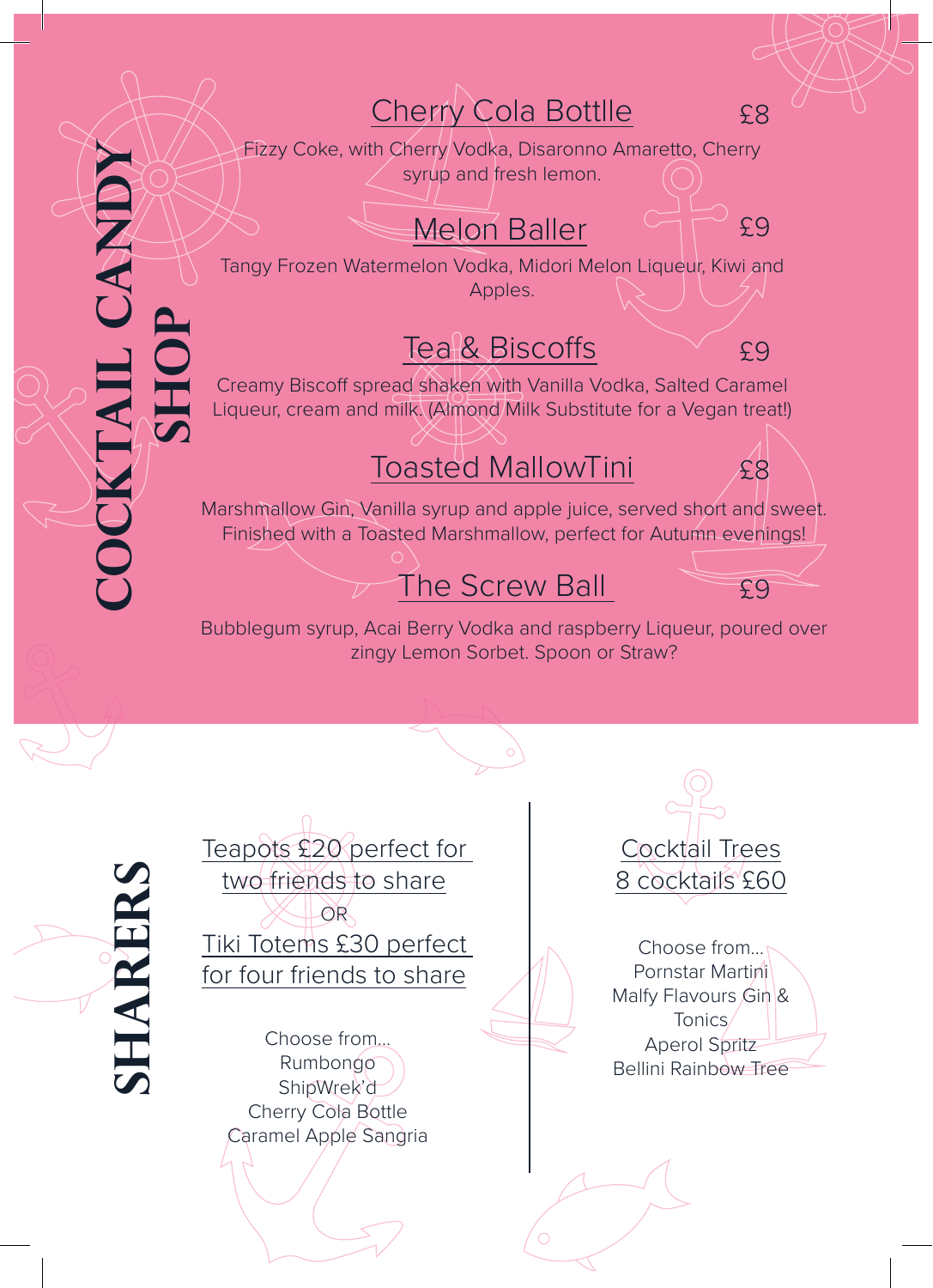# COCKTAIL CANDY SHOP

## Cherry Cola Bottlle £8

Fizzy Coke, with Cherry Vodka, Disaronno Amaretto, Cherry syrup and fresh lemon.

## Melon Baller £9

Tangy Frozen Watermelon Vodka, Midori Melon Liqueur, Kiwi and Apples.

## Tea & Biscoffs £9

Creamy Biscoff spread shaken with Vanilla Vodka, Salted Caramel Liqueur, cream and milk. (Almond Milk Substitute for a Vegan treat!)

## Toasted MallowTini £8

Marshmallow Gin, Vanilla syrup and apple juice, served short and sweet. Finished with a Toasted Marshmallow, perfect for Autumn evenings!

## The Screw Ball £9

Bubblegum syrup, Acai Berry Vodka and raspberry Liqueur, poured over zingy Lemon Sorbet. Spoon or Straw?

# SHARERS

## Teapots £20 perfect for two friends to share

OR

## Tiki Totems £30 perfect for four friends to share

Choose from...
Rumbongo
ShipWrek'd
Cherry Cola Bottle
Caramel Apple Sangria

## Cocktail Trees 8 cocktails £60

Choose from...
Pornstar Martini
Malfy Flavours Gin & Tonics
Aperol Spritz
Bellini Rainbow Tree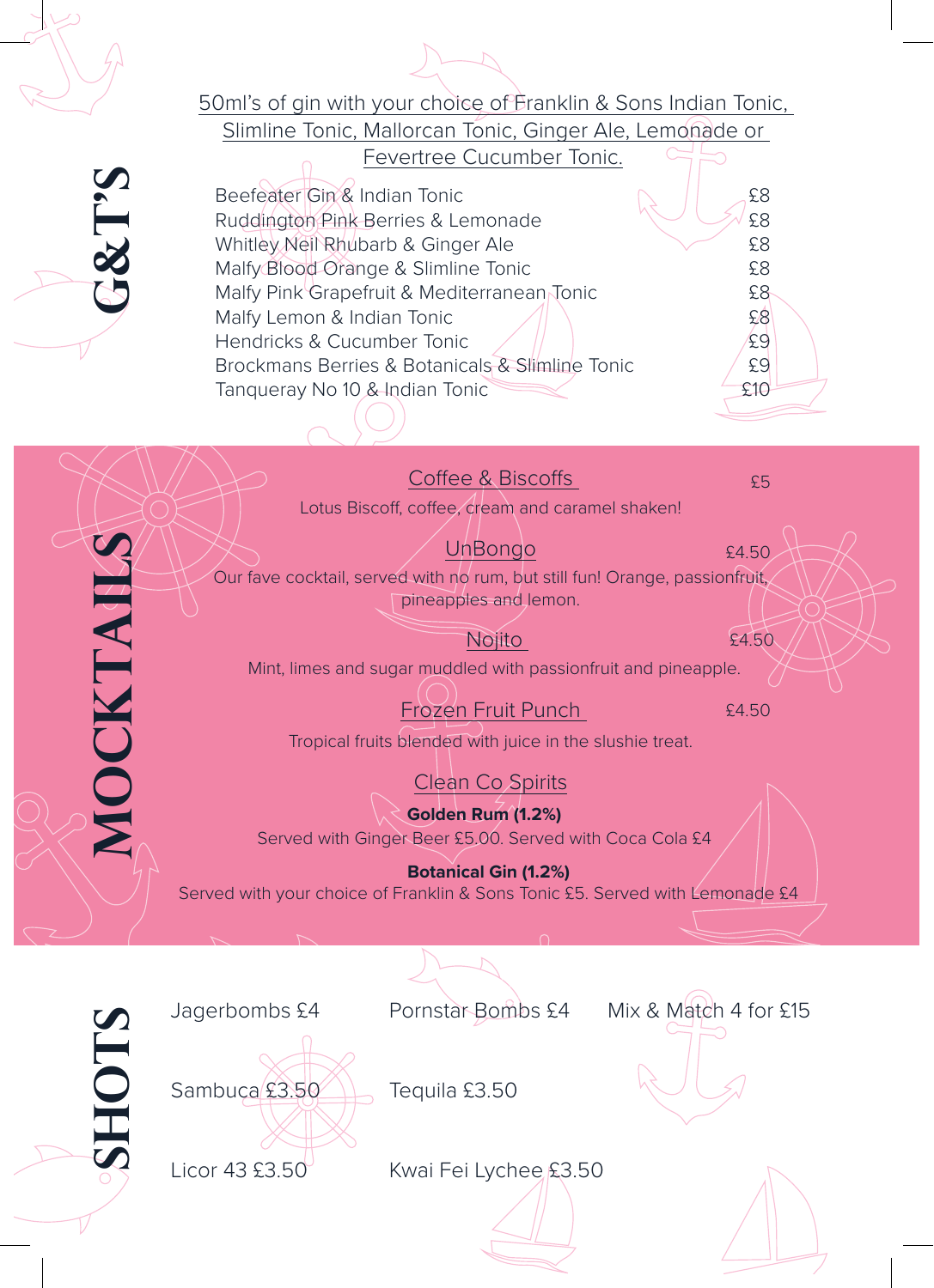## G&T'S

50ml's of gin with your choice of Franklin & Sons Indian Tonic, Slimline Tonic, Mallorcan Tonic, Ginger Ale, Lemonade or Fevertree Cucumber Tonic.

| | |
|---|---|
| Beefeater Gin & Indian Tonic | £8 |
| Ruddington Pink Berries & Lemonade | £8 |
| Whitley Neil Rhubarb & Ginger Ale | £8 |
| Malfy Blood Orange & Slimline Tonic | £8 |
| Malfy Pink Grapefruit & Mediterranean Tonic | £8 |
| Malfy Lemon & Indian Tonic | £8 |
| Hendricks & Cucumber Tonic | £9 |
| Brockmans Berries & Botanicals & Slimline Tonic | £9 |
| Tanqueray No 10 & Indian Tonic | £10 |

## MOCKTAILS

Coffee & Biscoffs £5

Lotus Biscoff, coffee, cream and caramel shaken!

UnBongo £4.50

Our fave cocktail, served with no rum, but still fun! Orange, passionfruit, pineapples and lemon.

Nojito £4.50

Mint, limes and sugar muddled with passionfruit and pineapple.

Frozen Fruit Punch £4.50

Tropical fruits blended with juice in the slushie treat.

Clean Co Spirits

**Golden Rum (1.2%)**

Served with Ginger Beer £5.00. Served with Coca Cola £4

**Botanical Gin (1.2%)**

Served with your choice of Franklin & Sons Tonic £5. Served with Lemonade £4

## SHOTS

Jagerbombs £4

Pornstar Bombs £4

Mix & Match 4 for £15

Sambuca £3.50

Tequila £3.50

Licor 43 £3.50

Kwai Fei Lychee £3.50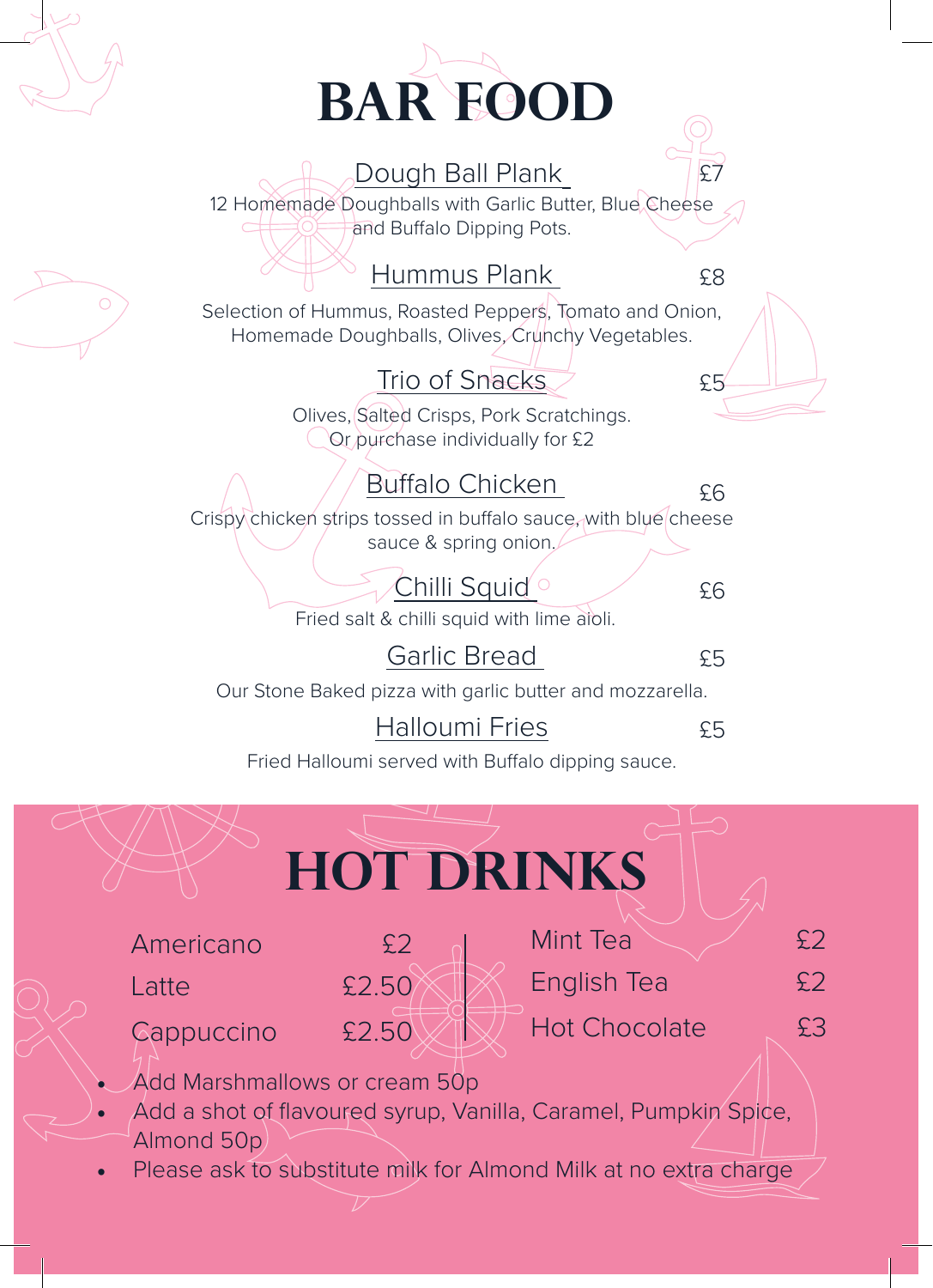# BAR FOOD

**Dough Ball Plank** £7

12 Homemade Doughballs with Garlic Butter, Blue Cheese and Buffalo Dipping Pots.

**Hummus Plank** £8

Selection of Hummus, Roasted Peppers, Tomato and Onion, Homemade Doughballs, Olives, Crunchy Vegetables.

**Trio of Snacks** £5

Olives, Salted Crisps, Pork Scratchings.
Or purchase individually for £2

**Buffalo Chicken** £6

Crispy chicken strips tossed in buffalo sauce, with blue cheese sauce & spring onion.

**Chilli Squid** £6

Fried salt & chilli squid with lime aioli.

**Garlic Bread** £5

Our Stone Baked pizza with garlic butter and mozzarella.

**Halloumi Fries** £5

Fried Halloumi served with Buffalo dipping sauce.

# HOT DRINKS

| Drink | Price |
|---|---|
| Americano | £2 |
| Latte | £2.50 |
| Cappuccino | £2.50 |
| Mint Tea | £2 |
| English Tea | £2 |
| Hot Chocolate | £3 |

- Add Marshmallows or cream 50p
- Add a shot of flavoured syrup, Vanilla, Caramel, Pumpkin Spice, Almond 50p
- Please ask to substitute milk for Almond Milk at no extra charge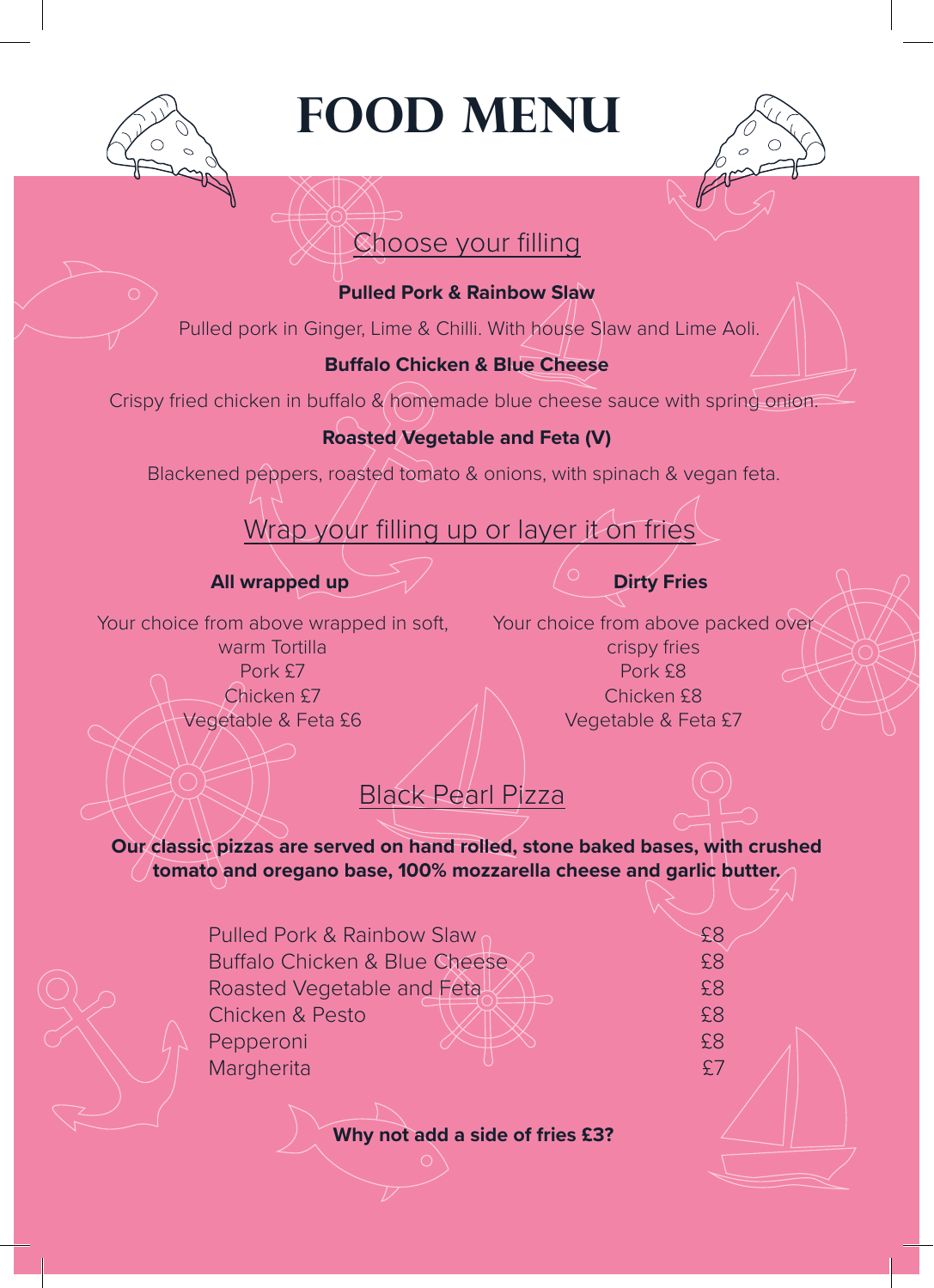# FOOD MENU

## Choose your filling

**Pulled Pork & Rainbow Slaw**

Pulled pork in Ginger, Lime & Chilli. With house Slaw and Lime Aoli.

**Buffalo Chicken & Blue Cheese**

Crispy fried chicken in buffalo & homemade blue cheese sauce with spring onion.

**Roasted Vegetable and Feta (V)**

Blackened peppers, roasted tomato & onions, with spinach & vegan feta.

## Wrap your filling up or layer it on fries

**All wrapped up**

Your choice from above wrapped in soft, warm Tortilla

Pork £7
Chicken £7
Vegetable & Feta £6

**Dirty Fries**

Your choice from above packed over crispy fries

Pork £8
Chicken £8
Vegetable & Feta £7

## Black Pearl Pizza

**Our classic pizzas are served on hand rolled, stone baked bases, with crushed tomato and oregano base, 100% mozzarella cheese and garlic butter.**

| | |
|---|---|
| Pulled Pork & Rainbow Slaw | £8 |
| Buffalo Chicken & Blue Cheese | £8 |
| Roasted Vegetable and Feta | £8 |
| Chicken & Pesto | £8 |
| Pepperoni | £8 |
| Margherita | £7 |

**Why not add a side of fries £3?**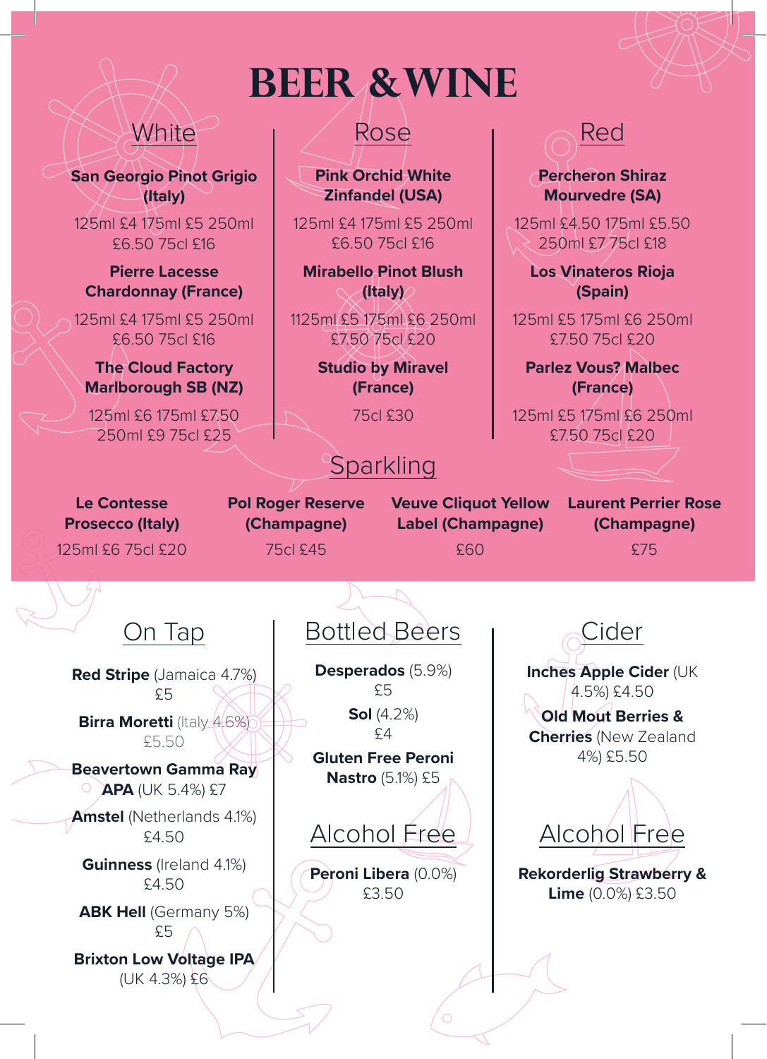# BEER & WINE

## White

**San Georgio Pinot Grigio (Italy)**

125ml £4 175ml £5 250ml £6.50 75cl £16

**Pierre Lacesse Chardonnay (France)**

125ml £4 175ml £5 250ml £6.50 75cl £16

**The Cloud Factory Marlborough SB (NZ)**

125ml £6 175ml £7.50 250ml £9 75cl £25

## Rose

**Pink Orchid White Zinfandel (USA)**

125ml £4 175ml £5 250ml £6.50 75cl £16

**Mirabello Pinot Blush (Italy)**

1125ml £5 175ml £6 250ml £7.50 75cl £20

**Studio by Miravel (France)**

75cl £30

## Red

**Percheron Shiraz Mourvedre (SA)**

125ml £4.50 175ml £5.50 250ml £7 75cl £18

**Los Vinateros Rioja (Spain)**

125ml £5 175ml £6 250ml £7.50 75cl £20

**Parlez Vous? Malbec (France)**

125ml £5 175ml £6 250ml £7.50 75cl £20

## Sparkling

**Le Contesse Prosecco (Italy)**

125ml £6 75cl £20

**Pol Roger Reserve (Champagne)**

75cl £45

**Veuve Cliquot Yellow Label (Champagne)**

£60

**Laurent Perrier Rose (Champagne)**

£75

## On Tap

**Red Stripe** (Jamaica 4.7%) £5

**Birra Moretti** (Italy 4.6%) £5.50

**Beavertown Gamma Ray APA** (UK 5.4%) £7

**Amstel** (Netherlands 4.1%) £4.50

**Guinness** (Ireland 4.1%) £4.50

**ABK Hell** (Germany 5%) £5

**Brixton Low Voltage IPA** (UK 4.3%) £6

## Bottled Beers

**Desperados** (5.9%) £5

**Sol** (4.2%) £4

**Gluten Free Peroni Nastro** (5.1%) £5

## Alcohol Free

**Peroni Libera** (0.0%) £3.50

## Cider

**Inches Apple Cider** (UK 4.5%) £4.50

**Old Mout Berries & Cherries** (New Zealand 4%) £5.50

## Alcohol Free

**Rekorderlig Strawberry & Lime** (0.0%) £3.50